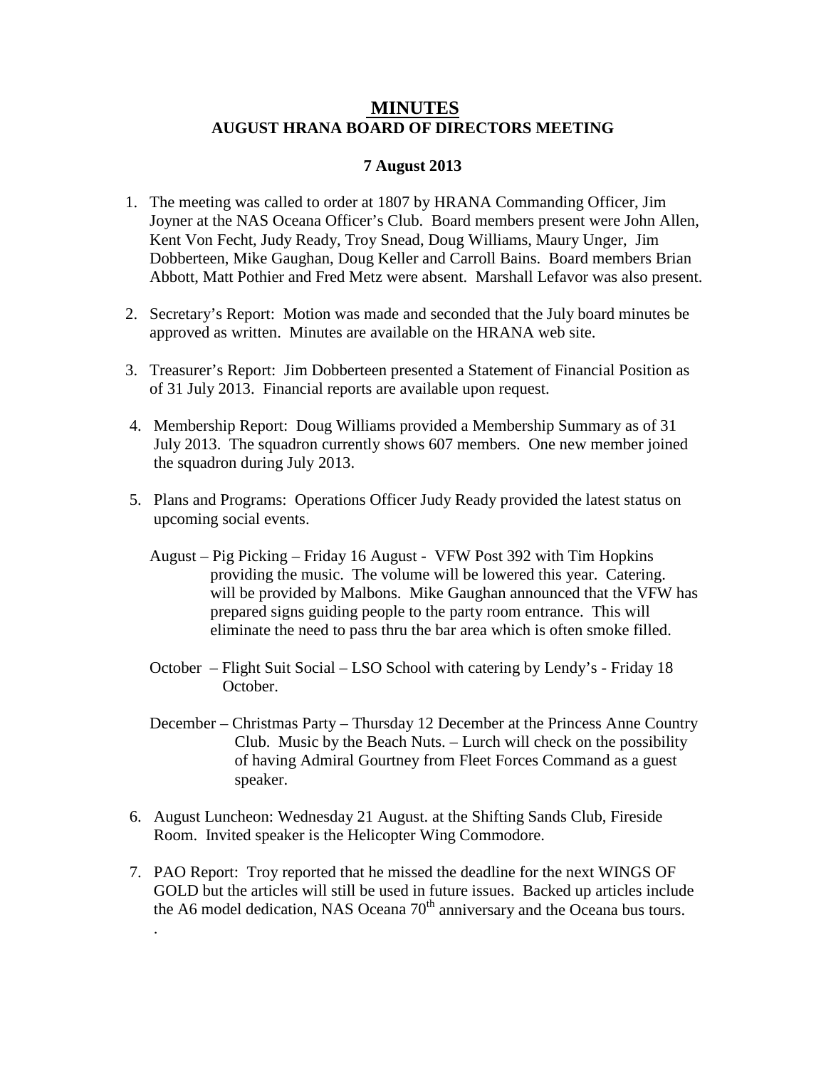# MINUTES
## AUGUST HRANA BOARD OF DIRECTORS MEETING

**7 August 2013**

1. The meeting was called to order at 1807 by HRANA Commanding Officer, Jim Joyner at the NAS Oceana Officer's Club. Board members present were John Allen, Kent Von Fecht, Judy Ready, Troy Snead, Doug Williams, Maury Unger, Jim Dobberteen, Mike Gaughan, Doug Keller and Carroll Bains. Board members Brian Abbott, Matt Pothier and Fred Metz were absent. Marshall Lefavor was also present.

2. Secretary's Report: Motion was made and seconded that the July board minutes be approved as written. Minutes are available on the HRANA web site.

3. Treasurer's Report: Jim Dobberteen presented a Statement of Financial Position as of 31 July 2013. Financial reports are available upon request.

4. Membership Report: Doug Williams provided a Membership Summary as of 31 July 2013. The squadron currently shows 607 members. One new member joined the squadron during July 2013.

5. Plans and Programs: Operations Officer Judy Ready provided the latest status on upcoming social events.

   August – Pig Picking – Friday 16 August - VFW Post 392 with Tim Hopkins providing the music. The volume will be lowered this year. Catering. will be provided by Malbons. Mike Gaughan announced that the VFW has prepared signs guiding people to the party room entrance. This will eliminate the need to pass thru the bar area which is often smoke filled.

   October – Flight Suit Social – LSO School with catering by Lendy's - Friday 18 October.

   December – Christmas Party – Thursday 12 December at the Princess Anne Country Club. Music by the Beach Nuts. – Lurch will check on the possibility of having Admiral Gourtney from Fleet Forces Command as a guest speaker.

6. August Luncheon: Wednesday 21 August. at the Shifting Sands Club, Fireside Room. Invited speaker is the Helicopter Wing Commodore.

7. PAO Report: Troy reported that he missed the deadline for the next WINGS OF GOLD but the articles will still be used in future issues. Backed up articles include the A6 model dedication, NAS Oceana 70th anniversary and the Oceana bus tours.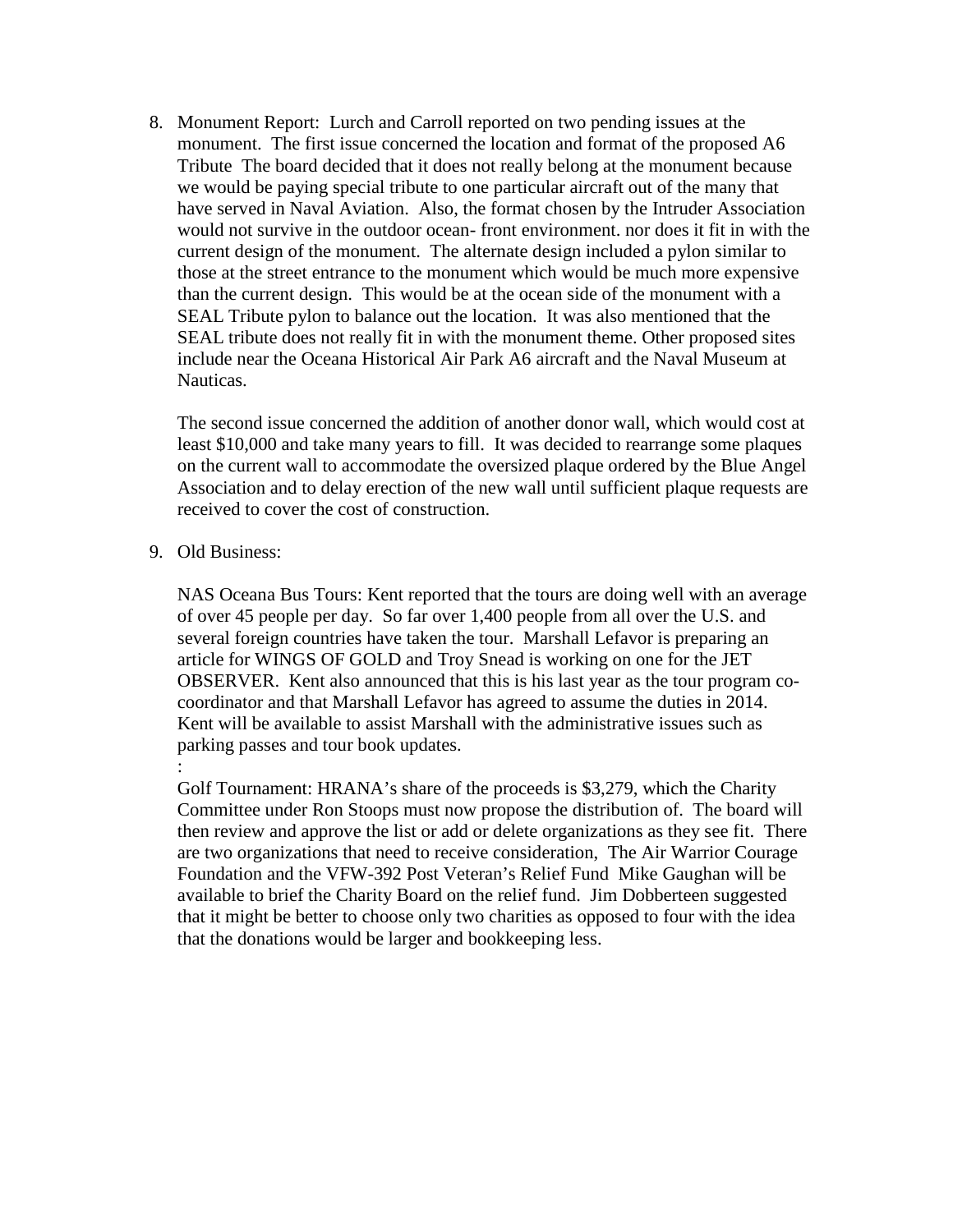8. Monument Report: Lurch and Carroll reported on two pending issues at the monument. The first issue concerned the location and format of the proposed A6 Tribute The board decided that it does not really belong at the monument because we would be paying special tribute to one particular aircraft out of the many that have served in Naval Aviation. Also, the format chosen by the Intruder Association would not survive in the outdoor ocean- front environment. nor does it fit in with the current design of the monument. The alternate design included a pylon similar to those at the street entrance to the monument which would be much more expensive than the current design. This would be at the ocean side of the monument with a SEAL Tribute pylon to balance out the location. It was also mentioned that the SEAL tribute does not really fit in with the monument theme. Other proposed sites include near the Oceana Historical Air Park A6 aircraft and the Naval Museum at Nauticas.

   The second issue concerned the addition of another donor wall, which would cost at least $10,000 and take many years to fill. It was decided to rearrange some plaques on the current wall to accommodate the oversized plaque ordered by the Blue Angel Association and to delay erection of the new wall until sufficient plaque requests are received to cover the cost of construction.

9. Old Business:

   NAS Oceana Bus Tours: Kent reported that the tours are doing well with an average of over 45 people per day. So far over 1,400 people from all over the U.S. and several foreign countries have taken the tour. Marshall Lefavor is preparing an article for WINGS OF GOLD and Troy Snead is working on one for the JET OBSERVER. Kent also announced that this is his last year as the tour program co-coordinator and that Marshall Lefavor has agreed to assume the duties in 2014. Kent will be available to assist Marshall with the administrative issues such as parking passes and tour book updates.

   :

   Golf Tournament: HRANA's share of the proceeds is $3,279, which the Charity Committee under Ron Stoops must now propose the distribution of. The board will then review and approve the list or add or delete organizations as they see fit. There are two organizations that need to receive consideration, The Air Warrior Courage Foundation and the VFW-392 Post Veteran's Relief Fund Mike Gaughan will be available to brief the Charity Board on the relief fund. Jim Dobberteen suggested that it might be better to choose only two charities as opposed to four with the idea that the donations would be larger and bookkeeping less.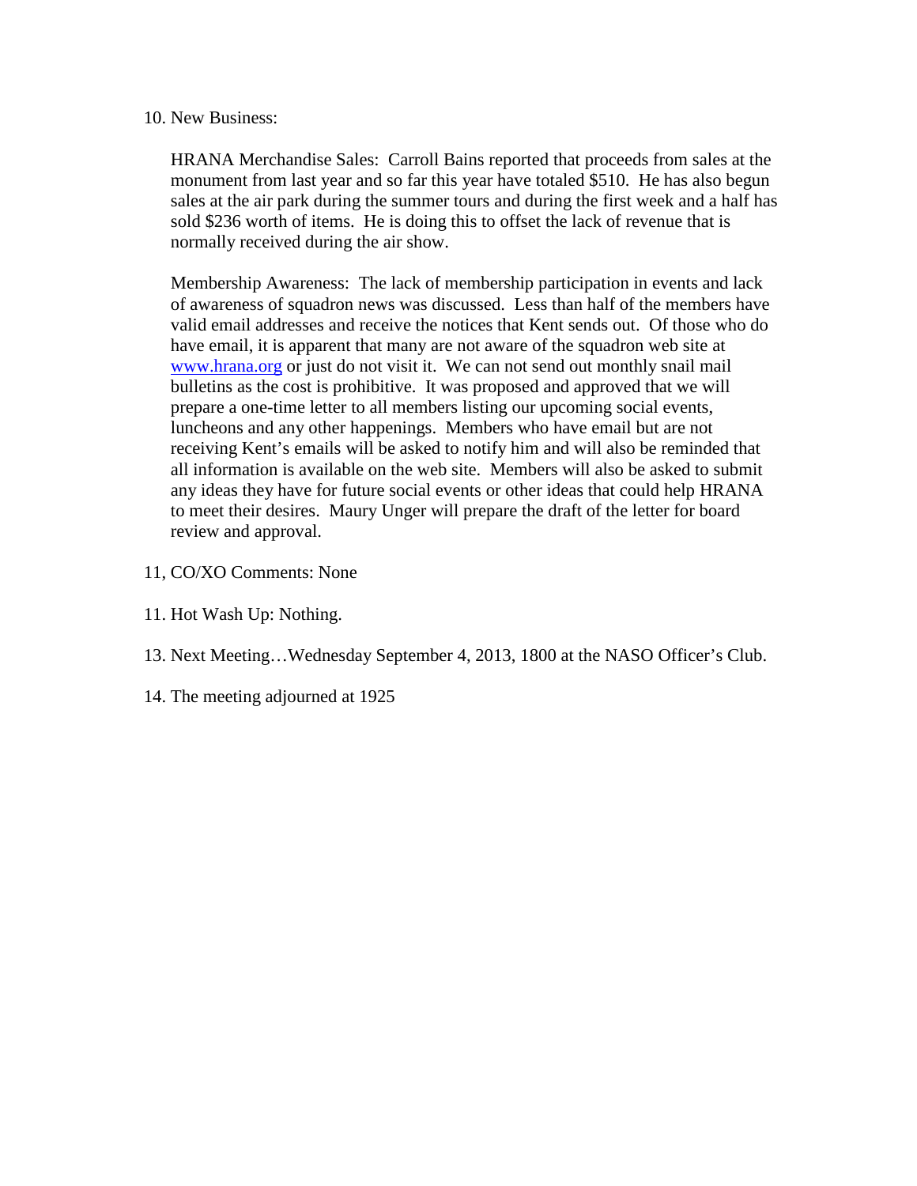10. New Business:

    HRANA Merchandise Sales: Carroll Bains reported that proceeds from sales at the monument from last year and so far this year have totaled $510. He has also begun sales at the air park during the summer tours and during the first week and a half has sold $236 worth of items. He is doing this to offset the lack of revenue that is normally received during the air show.

    Membership Awareness: The lack of membership participation in events and lack of awareness of squadron news was discussed. Less than half of the members have valid email addresses and receive the notices that Kent sends out. Of those who do have email, it is apparent that many are not aware of the squadron web site at www.hrana.org or just do not visit it. We can not send out monthly snail mail bulletins as the cost is prohibitive. It was proposed and approved that we will prepare a one-time letter to all members listing our upcoming social events, luncheons and any other happenings. Members who have email but are not receiving Kent's emails will be asked to notify him and will also be reminded that all information is available on the web site. Members will also be asked to submit any ideas they have for future social events or other ideas that could help HRANA to meet their desires. Maury Unger will prepare the draft of the letter for board review and approval.

11, CO/XO Comments: None

11. Hot Wash Up: Nothing.

13. Next Meeting…Wednesday September 4, 2013, 1800 at the NASO Officer's Club.

14. The meeting adjourned at 1925